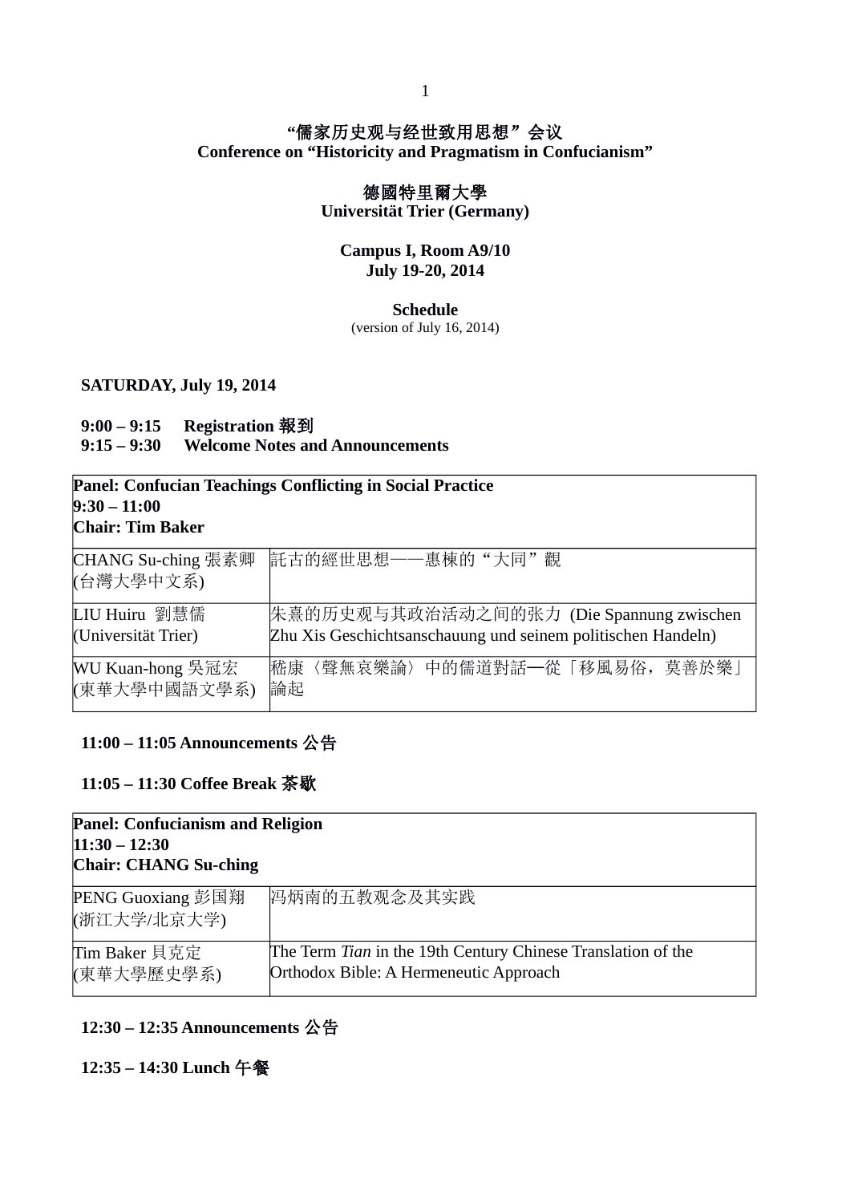# "儒家历史观与经世致用思想" 会议
# Conference on "Historicity and Pragmatism in Confucianism"

## 德國特里爾大學
## Universität Trier (Germany)

**Campus I, Room A9/10**
**July 19-20, 2014**

**Schedule**
(version of July 16, 2014)

**SATURDAY, July 19, 2014**

**9:00 – 9:15 Registration 報到**
**9:15 – 9:30 Welcome Notes and Announcements**

| **Panel: Confucian Teachings Conflicting in Social Practice**<br>**9:30 – 11:00**<br>**Chair: Tim Baker** | |
|---|---|
| CHANG Su-ching 張素卿<br>(台灣大學中文系) | 託古的經世思想——惠棟的"大同"觀 |
| LIU Huiru 劉慧儒<br>(Universität Trier) | 朱熹的历史观与其政治活动之间的张力 (Die Spannung zwischen Zhu Xis Geschichtsanschauung und seinem politischen Handeln) |
| WU Kuan-hong 吳冠宏<br>(東華大學中國語文學系) | 嵇康〈聲無哀樂論〉中的儒道對話—從「移風易俗，莫善於樂」論起 |

**11:00 – 11:05 Announcements 公告**

**11:05 – 11:30 Coffee Break 茶歇**

| **Panel: Confucianism and Religion**<br>**11:30 – 12:30**<br>**Chair: CHANG Su-ching** | |
|---|---|
| PENG Guoxiang 彭国翔<br>(浙江大学/北京大学) | 冯炳南的五教观念及其实践 |
| Tim Baker 貝克定<br>(東華大學歷史學系) | The Term *Tian* in the 19th Century Chinese Translation of the Orthodox Bible: A Hermeneutic Approach |

**12:30 – 12:35 Announcements 公告**

**12:35 – 14:30 Lunch 午餐**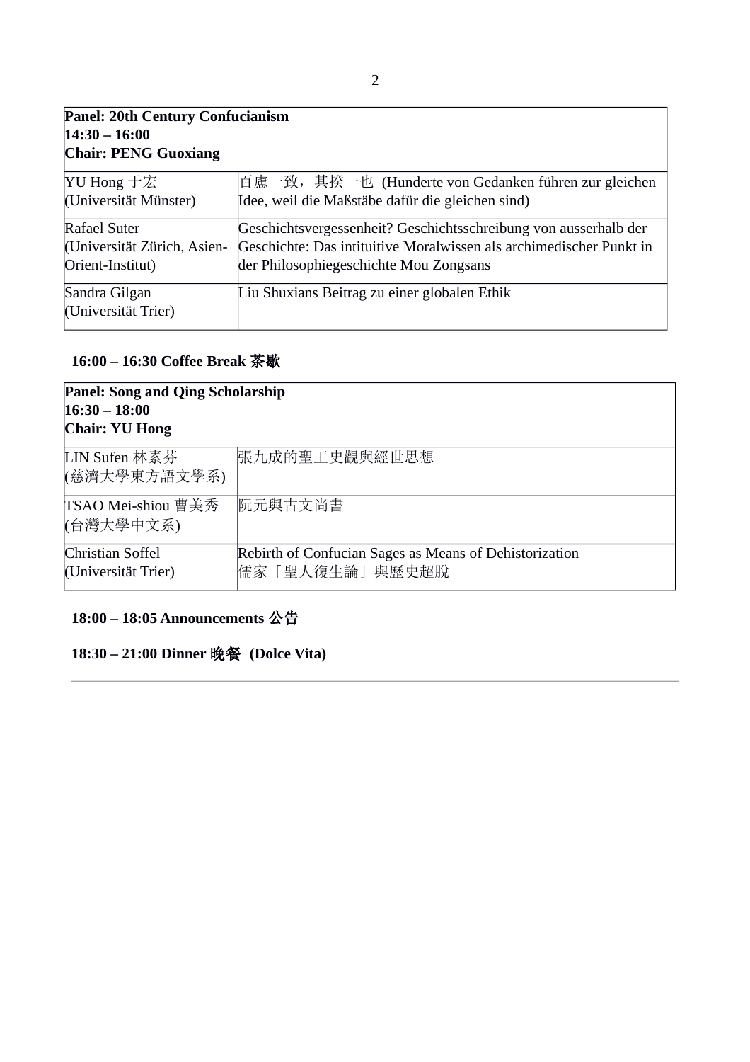| **Panel: 20th Century Confucianism**<br>**14:30 – 16:00**<br>**Chair: PENG Guoxiang** | |
|---|---|
| YU Hong 于宏<br>(Universität Münster) | 百慮一致，其揆一也 (Hunderte von Gedanken führen zur gleichen Idee, weil die Maßstäbe dafür die gleichen sind) |
| Rafael Suter<br>(Universität Zürich, Asien-Orient-Institut) | Geschichtsvergessenheit? Geschichtsschreibung von ausserhalb der Geschichte: Das intituitive Moralwissen als archimedischer Punkt in der Philosophiegeschichte Mou Zongsans |
| Sandra Gilgan<br>(Universität Trier) | Liu Shuxians Beitrag zu einer globalen Ethik |

**16:00 – 16:30 Coffee Break 茶歇**

| **Panel: Song and Qing Scholarship**<br>**16:30 – 18:00**<br>**Chair: YU Hong** | |
|---|---|
| LIN Sufen 林素芬<br>(慈濟大學東方語文學系) | 張九成的聖王史觀與經世思想 |
| TSAO Mei-shiou 曹美秀<br>(台灣大學中文系) | 阮元與古文尚書 |
| Christian Soffel<br>(Universität Trier) | Rebirth of Confucian Sages as Means of Dehistorization<br>儒家「聖人復生論」與歷史超脫 |

**18:00 – 18:05 Announcements 公告**

**18:30 – 21:00 Dinner 晚餐 (Dolce Vita)**

---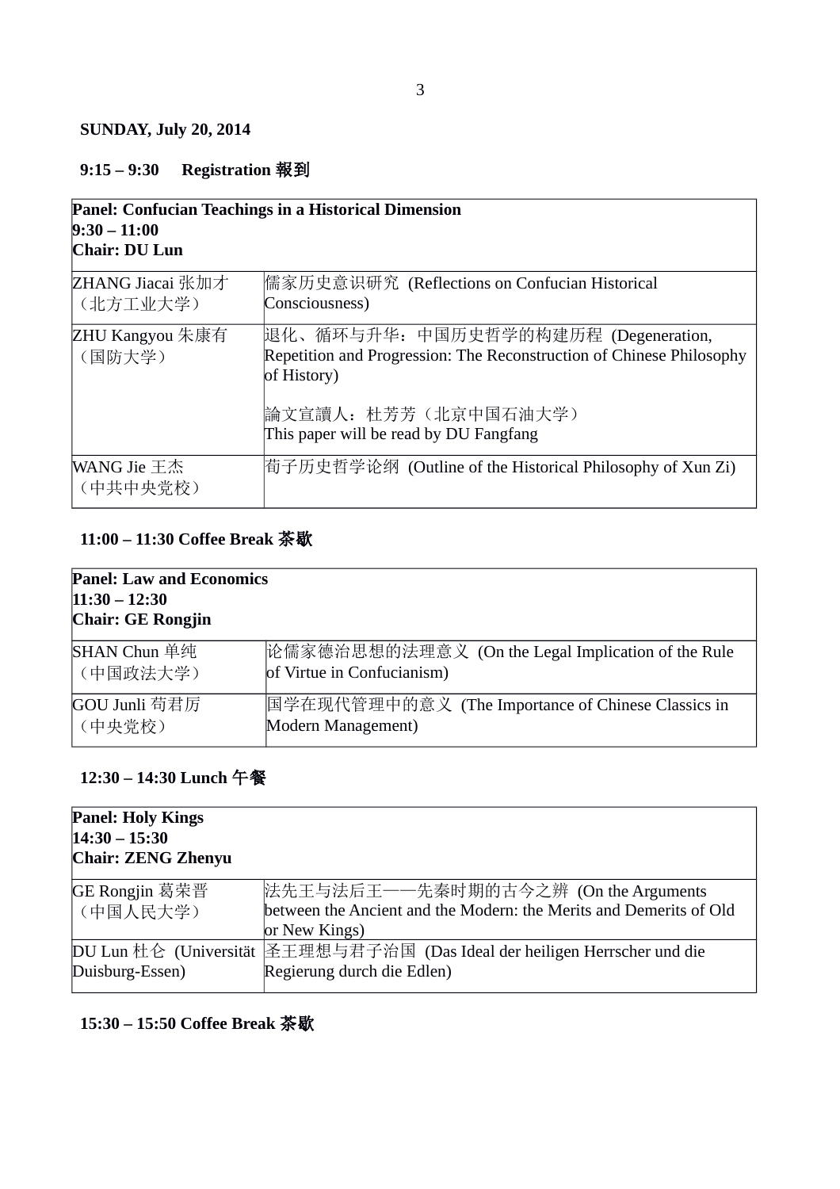**SUNDAY, July 20, 2014**

**9:15 – 9:30 Registration 報到**

| **Panel: Confucian Teachings in a Historical Dimension**<br>**9:30 – 11:00**<br>**Chair: DU Lun** | |
|---|---|
| ZHANG Jiacai 张加才<br>（北方工业大学） | 儒家历史意识研究 (Reflections on Confucian Historical Consciousness) |
| ZHU Kangyou 朱康有<br>（国防大学） | 退化、循环与升华：中国历史哲学的构建历程 (Degeneration, Repetition and Progression: The Reconstruction of Chinese Philosophy of History)<br><br>論文宣讀人：杜芳芳（北京中国石油大学）<br>This paper will be read by DU Fangfang |
| WANG Jie 王杰<br>（中共中央党校） | 荀子历史哲学论纲 (Outline of the Historical Philosophy of Xun Zi) |

**11:00 – 11:30 Coffee Break 茶歇**

| **Panel: Law and Economics**<br>**11:30 – 12:30**<br>**Chair: GE Rongjin** | |
|---|---|
| SHAN Chun 单纯<br>（中国政法大学） | 论儒家德治思想的法理意义 (On the Legal Implication of the Rule of Virtue in Confucianism) |
| GOU Junli 苟君厉<br>（中央党校） | 国学在现代管理中的意义 (The Importance of Chinese Classics in Modern Management) |

**12:30 – 14:30 Lunch 午餐**

| **Panel: Holy Kings**<br>**14:30 – 15:30**<br>**Chair: ZENG Zhenyu** | |
|---|---|
| GE Rongjin 葛荣晋<br>（中国人民大学） | 法先王与法后王——先秦时期的古今之辨 (On the Arguments between the Ancient and the Modern: the Merits and Demerits of Old or New Kings) |
| DU Lun 杜仑 (Universität Duisburg-Essen) | 圣王理想与君子治国 (Das Ideal der heiligen Herrscher und die Regierung durch die Edlen) |

**15:30 – 15:50 Coffee Break 茶歇**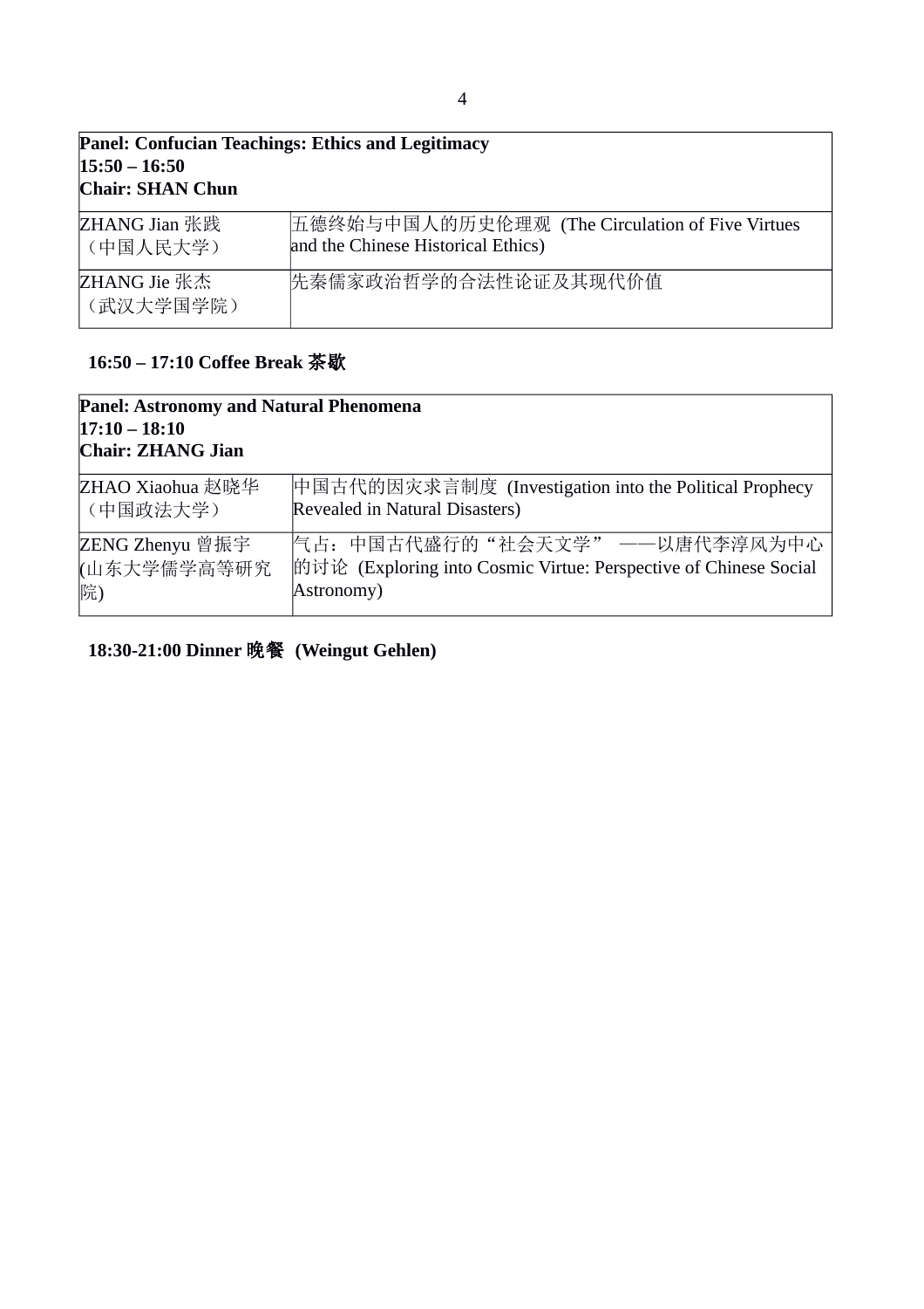| **Panel: Confucian Teachings: Ethics and Legitimacy**<br>**15:50 – 16:50**<br>**Chair: SHAN Chun** | |
|---|---|
| ZHANG Jian 张践<br>（中国人民大学） | 五德终始与中国人的历史伦理观 (The Circulation of Five Virtues and the Chinese Historical Ethics) |
| ZHANG Jie 张杰<br>（武汉大学国学院） | 先秦儒家政治哲学的合法性论证及其现代价值 |

**16:50 – 17:10 Coffee Break 茶歇**

| **Panel: Astronomy and Natural Phenomena**<br>**17:10 – 18:10**<br>**Chair: ZHANG Jian** | |
|---|---|
| ZHAO Xiaohua 赵晓华<br>（中国政法大学） | 中国古代的因灾求言制度 (Investigation into the Political Prophecy Revealed in Natural Disasters) |
| ZENG Zhenyu 曾振宇<br>(山东大学儒学高等研究院) | 气占：中国古代盛行的“社会天文学” ——以唐代李淳风为中心的讨论 (Exploring into Cosmic Virtue: Perspective of Chinese Social Astronomy) |

**18:30-21:00 Dinner 晚餐 (Weingut Gehlen)**